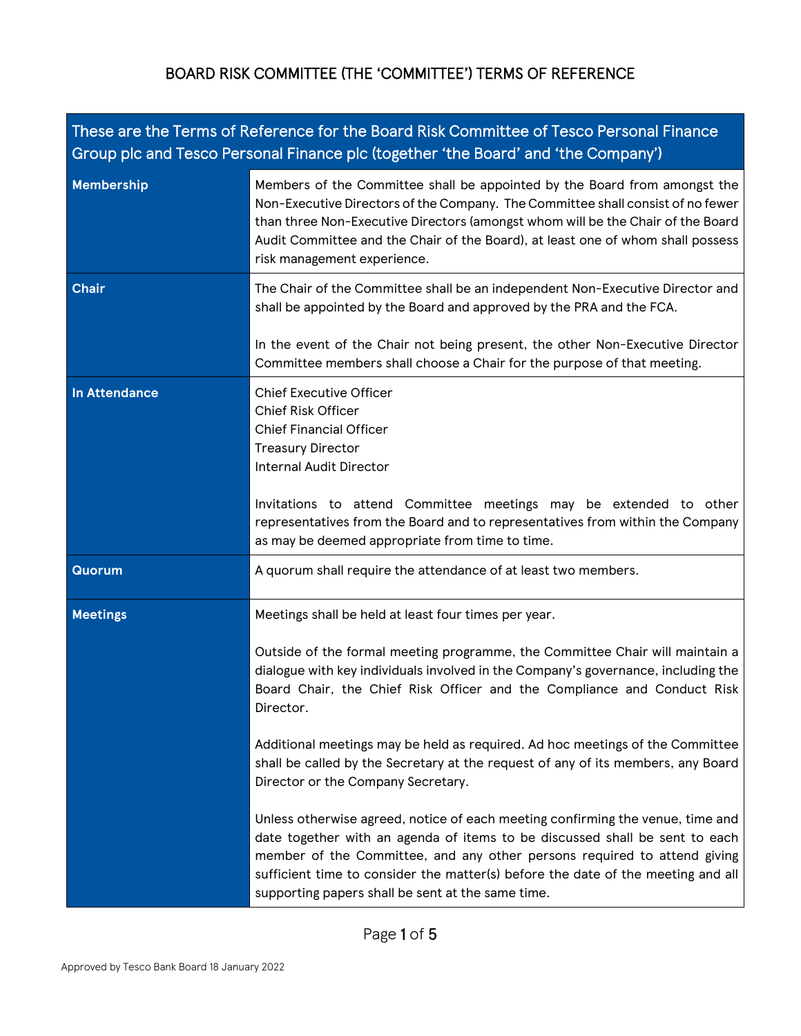# BOARD RISK COMMITTEE (THE 'COMMITTEE') TERMS OF REFERENCE

| These are the Terms of Reference for the Board Risk Committee of Tesco Personal Finance Group plc and Tesco Personal Finance plc (together 'the Board' and 'the Company') | |
|---|---|
| **Membership** | Members of the Committee shall be appointed by the Board from amongst the Non-Executive Directors of the Company. The Committee shall consist of no fewer than three Non-Executive Directors (amongst whom will be the Chair of the Board Audit Committee and the Chair of the Board), at least one of whom shall possess risk management experience. |
| **Chair** | The Chair of the Committee shall be an independent Non-Executive Director and shall be appointed by the Board and approved by the PRA and the FCA.<br><br>In the event of the Chair not being present, the other Non-Executive Director Committee members shall choose a Chair for the purpose of that meeting. |
| **In Attendance** | Chief Executive Officer<br>Chief Risk Officer<br>Chief Financial Officer<br>Treasury Director<br>Internal Audit Director<br><br>Invitations to attend Committee meetings may be extended to other representatives from the Board and to representatives from within the Company as may be deemed appropriate from time to time. |
| **Quorum** | A quorum shall require the attendance of at least two members. |
| **Meetings** | Meetings shall be held at least four times per year.<br><br>Outside of the formal meeting programme, the Committee Chair will maintain a dialogue with key individuals involved in the Company's governance, including the Board Chair, the Chief Risk Officer and the Compliance and Conduct Risk Director.<br><br>Additional meetings may be held as required. Ad hoc meetings of the Committee shall be called by the Secretary at the request of any of its members, any Board Director or the Company Secretary.<br><br>Unless otherwise agreed, notice of each meeting confirming the venue, time and date together with an agenda of items to be discussed shall be sent to each member of the Committee, and any other persons required to attend giving sufficient time to consider the matter(s) before the date of the meeting and all supporting papers shall be sent at the same time. |

Approved by Tesco Bank Board 18 January 2022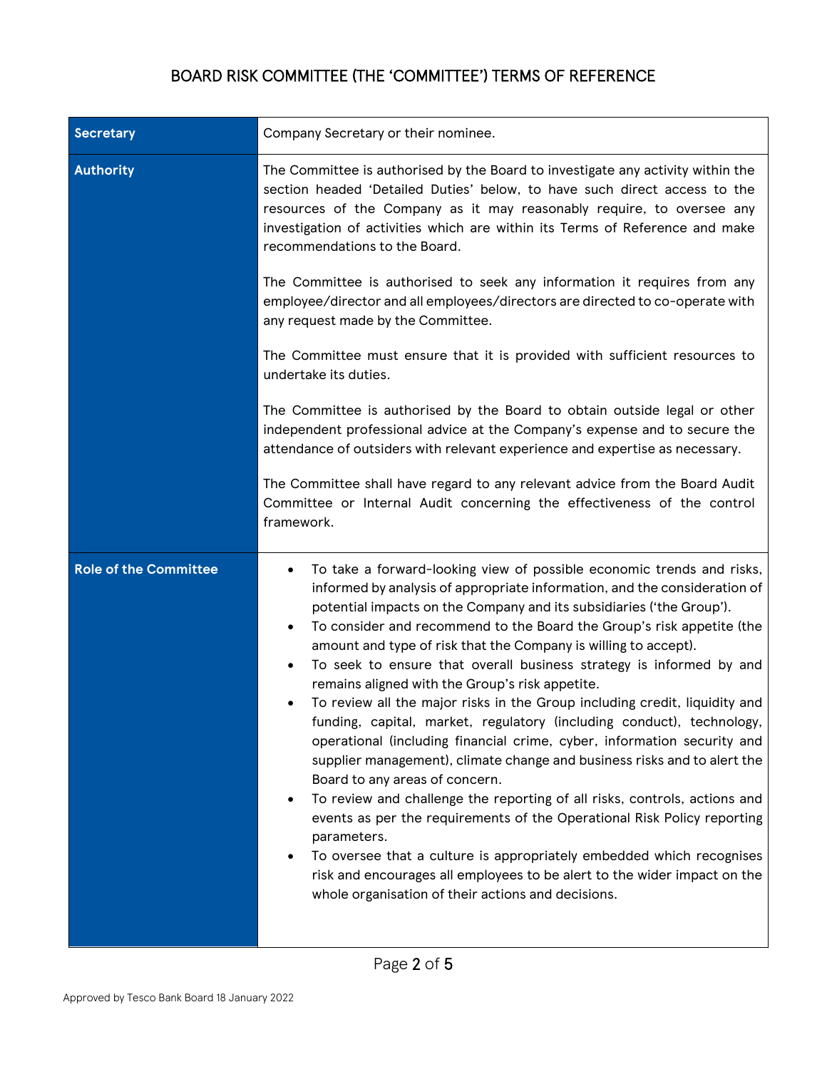# BOARD RISK COMMITTEE (THE 'COMMITTEE') TERMS OF REFERENCE

| | |
|---|---|
| **Secretary** | Company Secretary or their nominee. |
| **Authority** | The Committee is authorised by the Board to investigate any activity within the section headed 'Detailed Duties' below, to have such direct access to the resources of the Company as it may reasonably require, to oversee any investigation of activities which are within its Terms of Reference and make recommendations to the Board.<br><br>The Committee is authorised to seek any information it requires from any employee/director and all employees/directors are directed to co-operate with any request made by the Committee.<br><br>The Committee must ensure that it is provided with sufficient resources to undertake its duties.<br><br>The Committee is authorised by the Board to obtain outside legal or other independent professional advice at the Company's expense and to secure the attendance of outsiders with relevant experience and expertise as necessary.<br><br>The Committee shall have regard to any relevant advice from the Board Audit Committee or Internal Audit concerning the effectiveness of the control framework. |
| **Role of the Committee** | • To take a forward-looking view of possible economic trends and risks, informed by analysis of appropriate information, and the consideration of potential impacts on the Company and its subsidiaries ('the Group').<br>• To consider and recommend to the Board the Group's risk appetite (the amount and type of risk that the Company is willing to accept).<br>• To seek to ensure that overall business strategy is informed by and remains aligned with the Group's risk appetite.<br>• To review all the major risks in the Group including credit, liquidity and funding, capital, market, regulatory (including conduct), technology, operational (including financial crime, cyber, information security and supplier management), climate change and business risks and to alert the Board to any areas of concern.<br>• To review and challenge the reporting of all risks, controls, actions and events as per the requirements of the Operational Risk Policy reporting parameters.<br>• To oversee that a culture is appropriately embedded which recognises risk and encourages all employees to be alert to the wider impact on the whole organisation of their actions and decisions. |

Approved by Tesco Bank Board 18 January 2022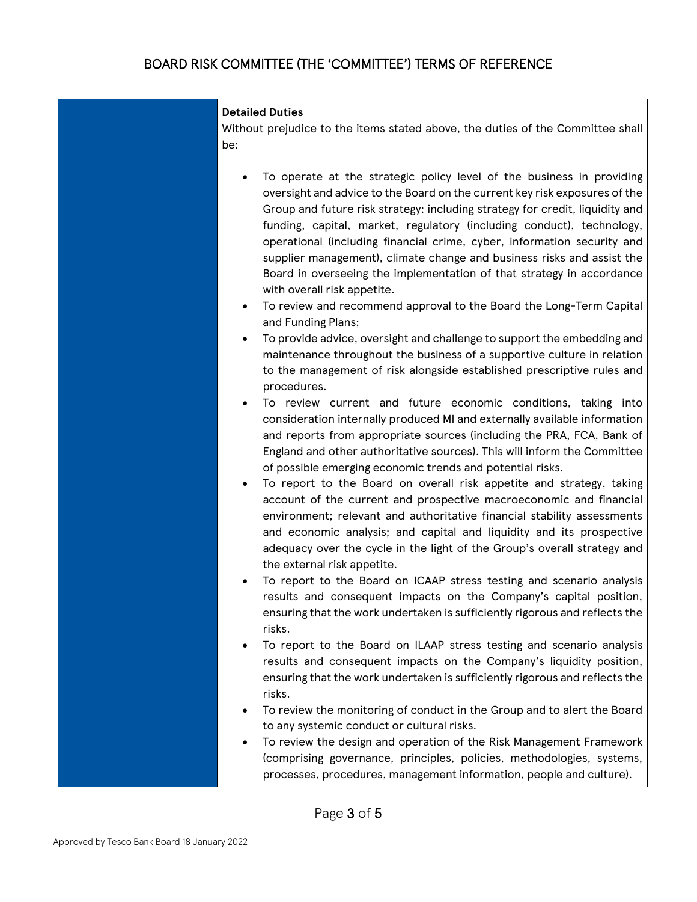**Detailed Duties**

Without prejudice to the items stated above, the duties of the Committee shall be:

- To operate at the strategic policy level of the business in providing oversight and advice to the Board on the current key risk exposures of the Group and future risk strategy: including strategy for credit, liquidity and funding, capital, market, regulatory (including conduct), technology, operational (including financial crime, cyber, information security and supplier management), climate change and business risks and assist the Board in overseeing the implementation of that strategy in accordance with overall risk appetite.
- To review and recommend approval to the Board the Long-Term Capital and Funding Plans;
- To provide advice, oversight and challenge to support the embedding and maintenance throughout the business of a supportive culture in relation to the management of risk alongside established prescriptive rules and procedures.
- To review current and future economic conditions, taking into consideration internally produced MI and externally available information and reports from appropriate sources (including the PRA, FCA, Bank of England and other authoritative sources). This will inform the Committee of possible emerging economic trends and potential risks.
- To report to the Board on overall risk appetite and strategy, taking account of the current and prospective macroeconomic and financial environment; relevant and authoritative financial stability assessments and economic analysis; and capital and liquidity and its prospective adequacy over the cycle in the light of the Group's overall strategy and the external risk appetite.
- To report to the Board on ICAAP stress testing and scenario analysis results and consequent impacts on the Company's capital position, ensuring that the work undertaken is sufficiently rigorous and reflects the risks.
- To report to the Board on ILAAP stress testing and scenario analysis results and consequent impacts on the Company's liquidity position, ensuring that the work undertaken is sufficiently rigorous and reflects the risks.
- To review the monitoring of conduct in the Group and to alert the Board to any systemic conduct or cultural risks.
- To review the design and operation of the Risk Management Framework (comprising governance, principles, policies, methodologies, systems, processes, procedures, management information, people and culture).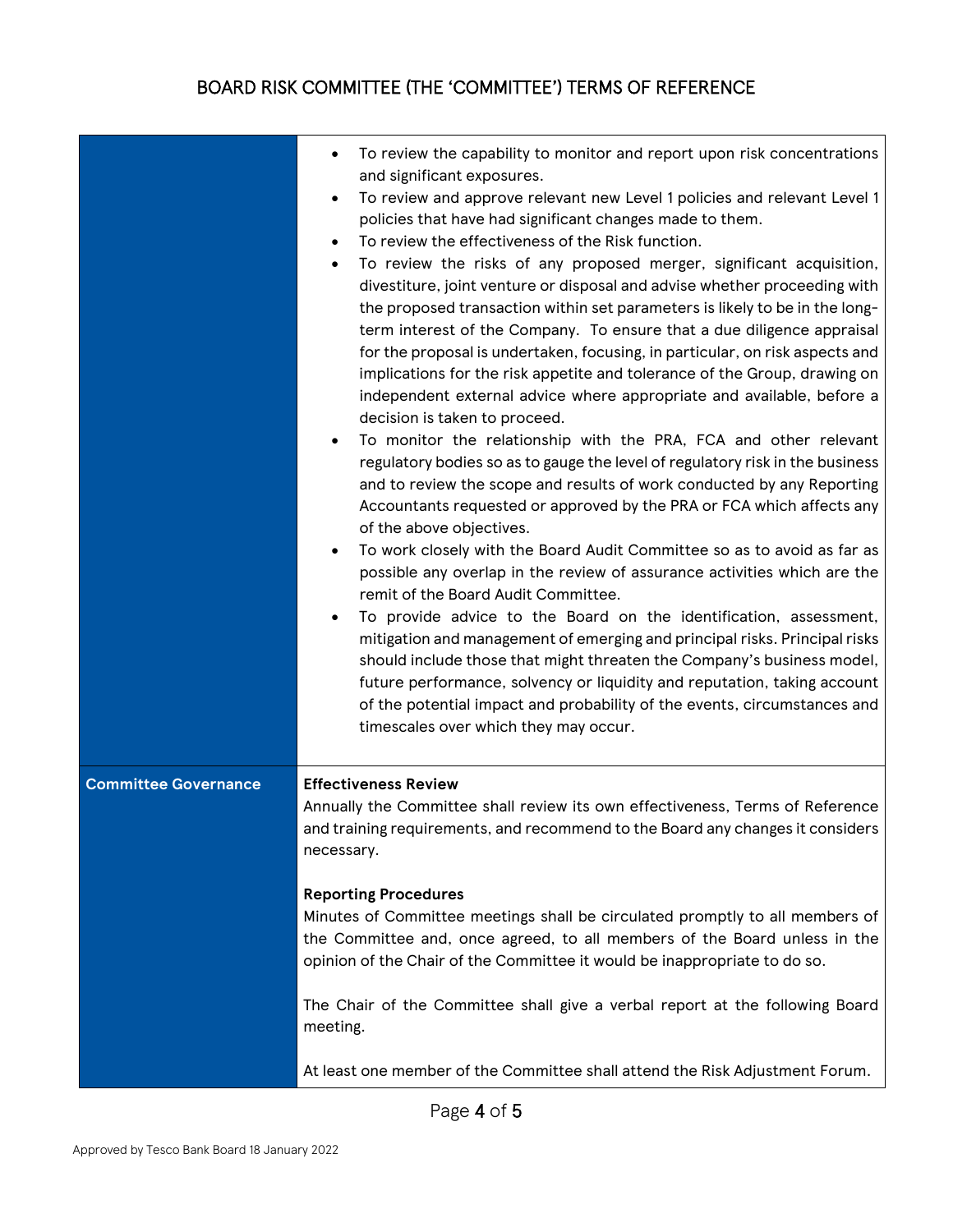# BOARD RISK COMMITTEE (THE 'COMMITTEE') TERMS OF REFERENCE

| | |
|---|---|
| | • To review the capability to monitor and report upon risk concentrations and significant exposures.<br>• To review and approve relevant new Level 1 policies and relevant Level 1 policies that have had significant changes made to them.<br>• To review the effectiveness of the Risk function.<br>• To review the risks of any proposed merger, significant acquisition, divestiture, joint venture or disposal and advise whether proceeding with the proposed transaction within set parameters is likely to be in the long-term interest of the Company. To ensure that a due diligence appraisal for the proposal is undertaken, focusing, in particular, on risk aspects and implications for the risk appetite and tolerance of the Group, drawing on independent external advice where appropriate and available, before a decision is taken to proceed.<br>• To monitor the relationship with the PRA, FCA and other relevant regulatory bodies so as to gauge the level of regulatory risk in the business and to review the scope and results of work conducted by any Reporting Accountants requested or approved by the PRA or FCA which affects any of the above objectives.<br>• To work closely with the Board Audit Committee so as to avoid as far as possible any overlap in the review of assurance activities which are the remit of the Board Audit Committee.<br>• To provide advice to the Board on the identification, assessment, mitigation and management of emerging and principal risks. Principal risks should include those that might threaten the Company's business model, future performance, solvency or liquidity and reputation, taking account of the potential impact and probability of the events, circumstances and timescales over which they may occur. |
| **Committee Governance** | **Effectiveness Review**<br>Annually the Committee shall review its own effectiveness, Terms of Reference and training requirements, and recommend to the Board any changes it considers necessary.<br><br>**Reporting Procedures**<br>Minutes of Committee meetings shall be circulated promptly to all members of the Committee and, once agreed, to all members of the Board unless in the opinion of the Chair of the Committee it would be inappropriate to do so.<br><br>The Chair of the Committee shall give a verbal report at the following Board meeting.<br><br>At least one member of the Committee shall attend the Risk Adjustment Forum. |

Approved by Tesco Bank Board 18 January 2022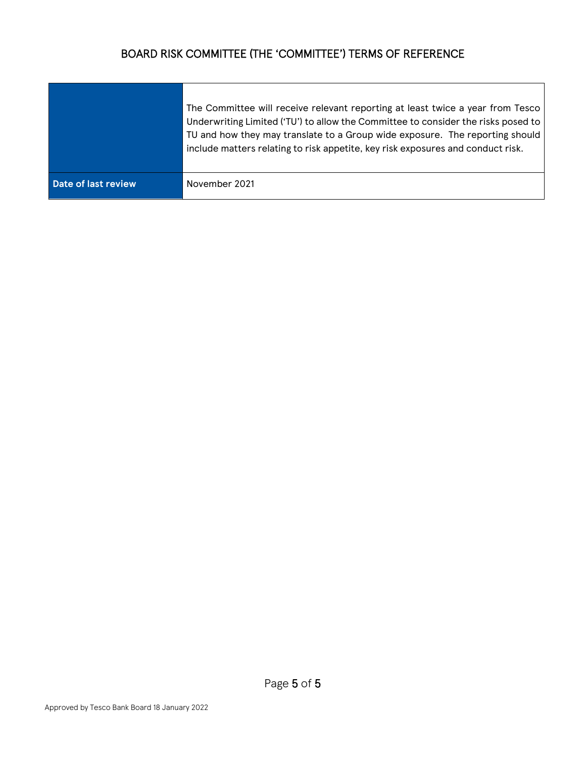# BOARD RISK COMMITTEE (THE 'COMMITTEE') TERMS OF REFERENCE

| | |
|---|---|
| | The Committee will receive relevant reporting at least twice a year from Tesco Underwriting Limited ('TU') to allow the Committee to consider the risks posed to TU and how they may translate to a Group wide exposure. The reporting should include matters relating to risk appetite, key risk exposures and conduct risk. |
| **Date of last review** | November 2021 |

Approved by Tesco Bank Board 18 January 2022